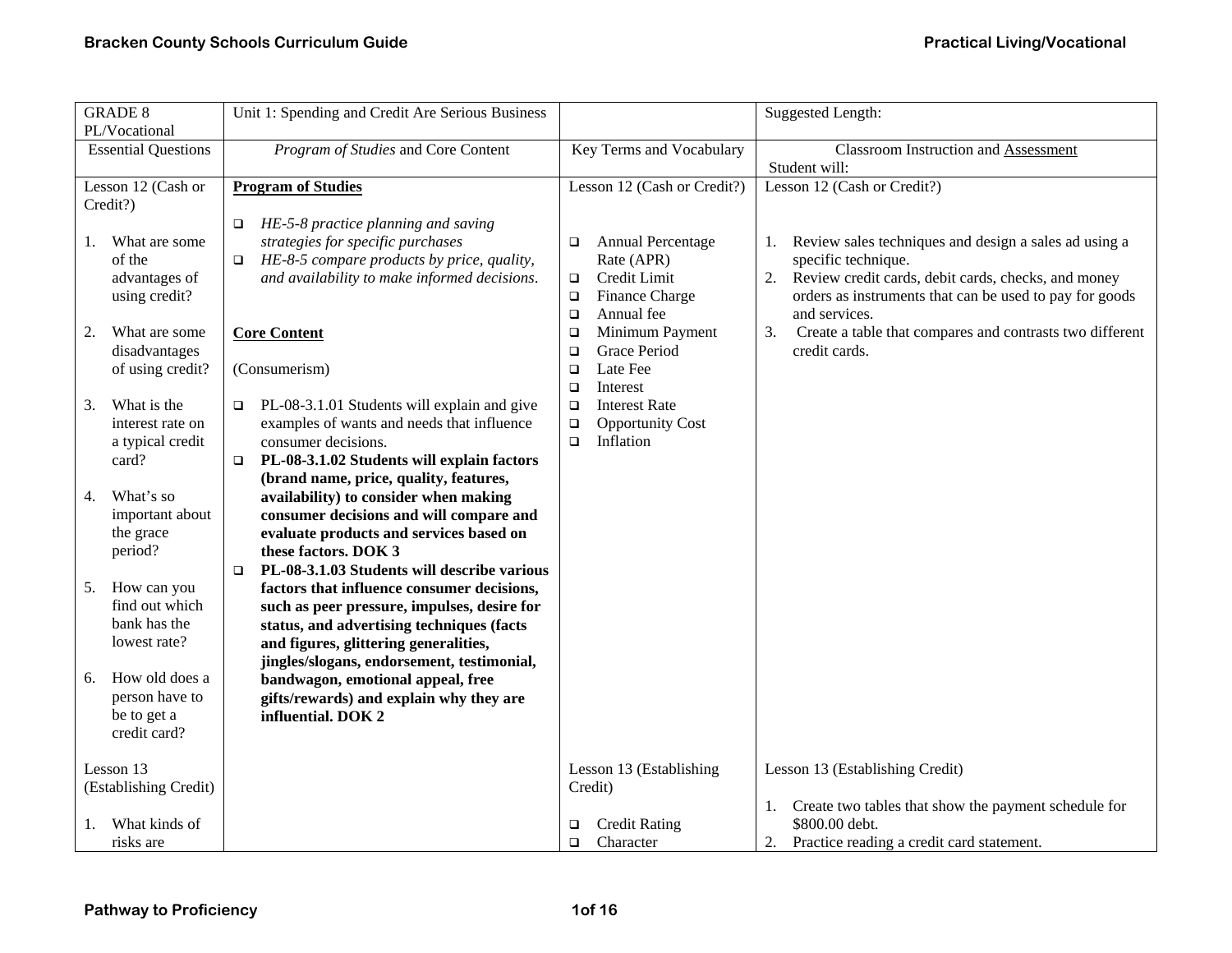| GRADE 8 PL/Vocational | Unit 1: Spending and Credit Are Serious Business | | Suggested Length: |
|---|---|---|---|
| Essential Questions | *Program of Studies* and Core Content | Key Terms and Vocabulary | Classroom Instruction and Assessment<br>Student will: |
| Lesson 12 (Cash or Credit?)<br><br>1. What are some of the advantages of using credit?<br><br>2. What are some disadvantages of using credit?<br><br>3. What is the interest rate on a typical credit card?<br><br>4. What's so important about the grace period?<br><br>5. How can you find out which bank has the lowest rate?<br><br>6. How old does a person have to be to get a credit card? | **Program of Studies**<br><br>❑ *HE-5-8 practice planning and saving strategies for specific purchases*<br>❑ *HE-8-5 compare products by price, quality, and availability to make informed decisions.*<br><br>**Core Content**<br><br>(Consumerism)<br><br>❑ PL-08-3.1.01 Students will explain and give examples of wants and needs that influence consumer decisions.<br>❑ **PL-08-3.1.02 Students will explain factors (brand name, price, quality, features, availability) to consider when making consumer decisions and will compare and evaluate products and services based on these factors. DOK 3**<br>❑ **PL-08-3.1.03 Students will describe various factors that influence consumer decisions, such as peer pressure, impulses, desire for status, and advertising techniques (facts and figures, glittering generalities, jingles/slogans, endorsement, testimonial, bandwagon, emotional appeal, free gifts/rewards) and explain why they are influential. DOK 2** | Lesson 12 (Cash or Credit?)<br><br>❑ Annual Percentage Rate (APR)<br>❑ Credit Limit<br>❑ Finance Charge<br>❑ Annual fee<br>❑ Minimum Payment<br>❑ Grace Period<br>❑ Late Fee<br>❑ Interest<br>❑ Interest Rate<br>❑ Opportunity Cost<br>❑ Inflation | Lesson 12 (Cash or Credit?)<br><br>1. Review sales techniques and design a sales ad using a specific technique.<br>2. Review credit cards, debit cards, checks, and money orders as instruments that can be used to pay for goods and services.<br>3. Create a table that compares and contrasts two different credit cards. |
| Lesson 13 (Establishing Credit)<br><br>1. What kinds of risks are | | Lesson 13 (Establishing Credit)<br><br>❑ Credit Rating<br>❑ Character | Lesson 13 (Establishing Credit)<br><br>1. Create two tables that show the payment schedule for $800.00 debt.<br>2. Practice reading a credit card statement. |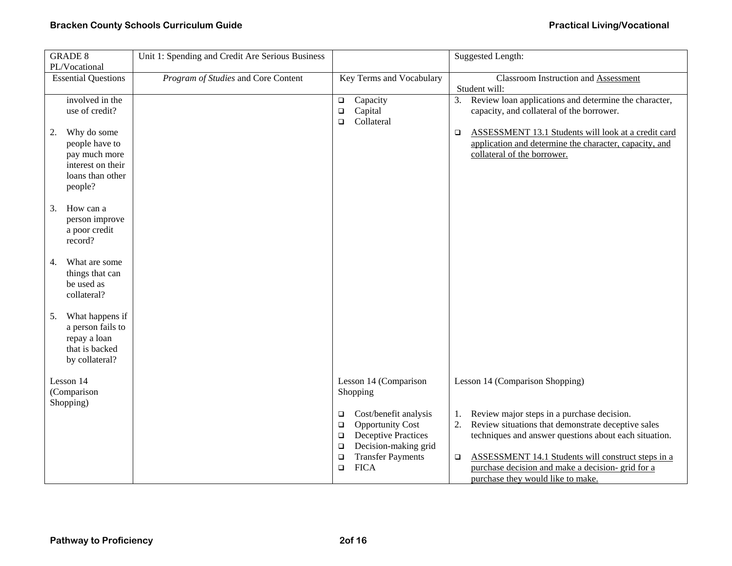| GRADE 8 PL/Vocational | Unit 1: Spending and Credit Are Serious Business | | Suggested Length: |
|---|---|---|---|
| Essential Questions | *Program of Studies* and Core Content | Key Terms and Vocabulary | Classroom Instruction and Assessment<br>Student will: |
| involved in the use of credit?<br><br>2. Why do some people have to pay much more interest on their loans than other people?<br><br>3. How can a person improve a poor credit record?<br><br>4. What are some things that can be used as collateral?<br><br>5. What happens if a person fails to repay a loan that is backed by collateral? | | ❑ Capacity<br>❑ Capital<br>❑ Collateral | 3. Review loan applications and determine the character, capacity, and collateral of the borrower.<br><br>❑ ASSESSMENT 13.1 Students will look at a credit card application and determine the character, capacity, and collateral of the borrower. |
| Lesson 14 (Comparison Shopping) | | Lesson 14 (Comparison Shopping<br><br>❑ Cost/benefit analysis<br>❑ Opportunity Cost<br>❑ Deceptive Practices<br>❑ Decision-making grid<br>❑ Transfer Payments<br>❑ FICA | Lesson 14 (Comparison Shopping)<br><br>1. Review major steps in a purchase decision.<br>2. Review situations that demonstrate deceptive sales techniques and answer questions about each situation.<br><br>❑ ASSESSMENT 14.1 Students will construct steps in a purchase decision and make a decision- grid for a purchase they would like to make. |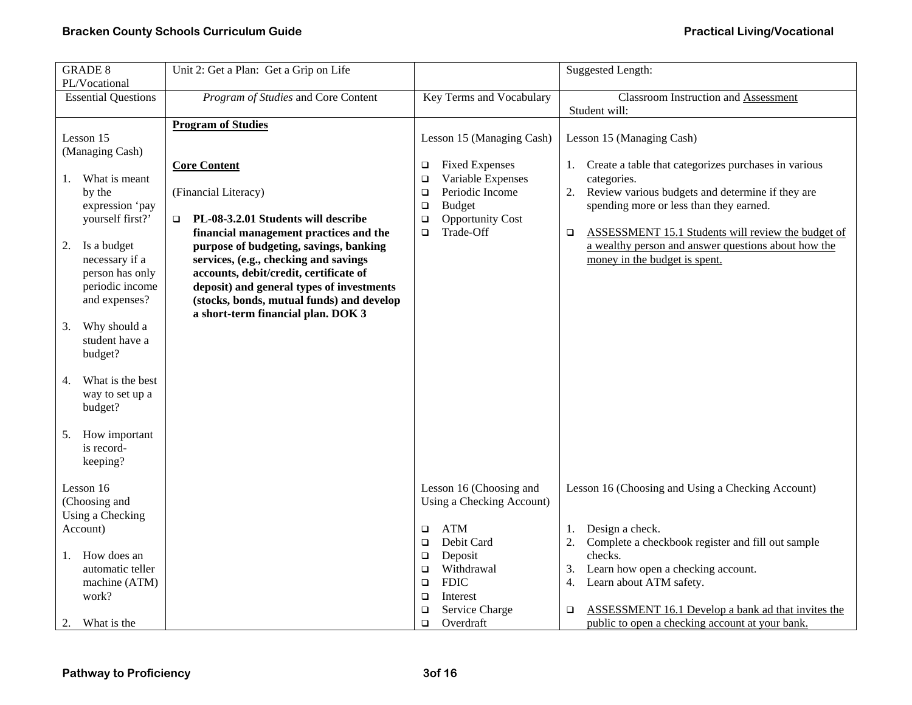| GRADE 8 PL/Vocational | Unit 2: Get a Plan: Get a Grip on Life | | Suggested Length: |
|---|---|---|---|
| Essential Questions | *Program of Studies* and Core Content | Key Terms and Vocabulary | Classroom Instruction and Assessment<br>Student will: |
| Lesson 15 (Managing Cash)<br><br>1. What is meant by the expression 'pay yourself first?'<br><br>2. Is a budget necessary if a person has only periodic income and expenses?<br><br>3. Why should a student have a budget?<br><br>4. What is the best way to set up a budget?<br><br>5. How important is record-keeping? | **Program of Studies**<br><br>**Core Content**<br><br>(Financial Literacy)<br><br>❑ **PL-08-3.2.01 Students will describe financial management practices and the purpose of budgeting, savings, banking services, (e.g., checking and savings accounts, debit/credit, certificate of deposit) and general types of investments (stocks, bonds, mutual funds) and develop a short-term financial plan. DOK 3** | Lesson 15 (Managing Cash)<br><br>❑ Fixed Expenses<br>❑ Variable Expenses<br>❑ Periodic Income<br>❑ Budget<br>❑ Opportunity Cost<br>❑ Trade-Off | Lesson 15 (Managing Cash)<br><br>1. Create a table that categorizes purchases in various categories.<br>2. Review various budgets and determine if they are spending more or less than they earned.<br><br>❑ ASSESSMENT 15.1 Students will review the budget of a wealthy person and answer questions about how the money in the budget is spent. |
| Lesson 16 (Choosing and Using a Checking Account)<br><br>1. How does an automatic teller machine (ATM) work?<br><br>2. What is the | | Lesson 16 (Choosing and Using a Checking Account)<br><br>❑ ATM<br>❑ Debit Card<br>❑ Deposit<br>❑ Withdrawal<br>❑ FDIC<br>❑ Interest<br>❑ Service Charge<br>❑ Overdraft | Lesson 16 (Choosing and Using a Checking Account)<br><br>1. Design a check.<br>2. Complete a checkbook register and fill out sample checks.<br>3. Learn how open a checking account.<br>4. Learn about ATM safety.<br><br>❑ ASSESSMENT 16.1 Develop a bank ad that invites the public to open a checking account at your bank. |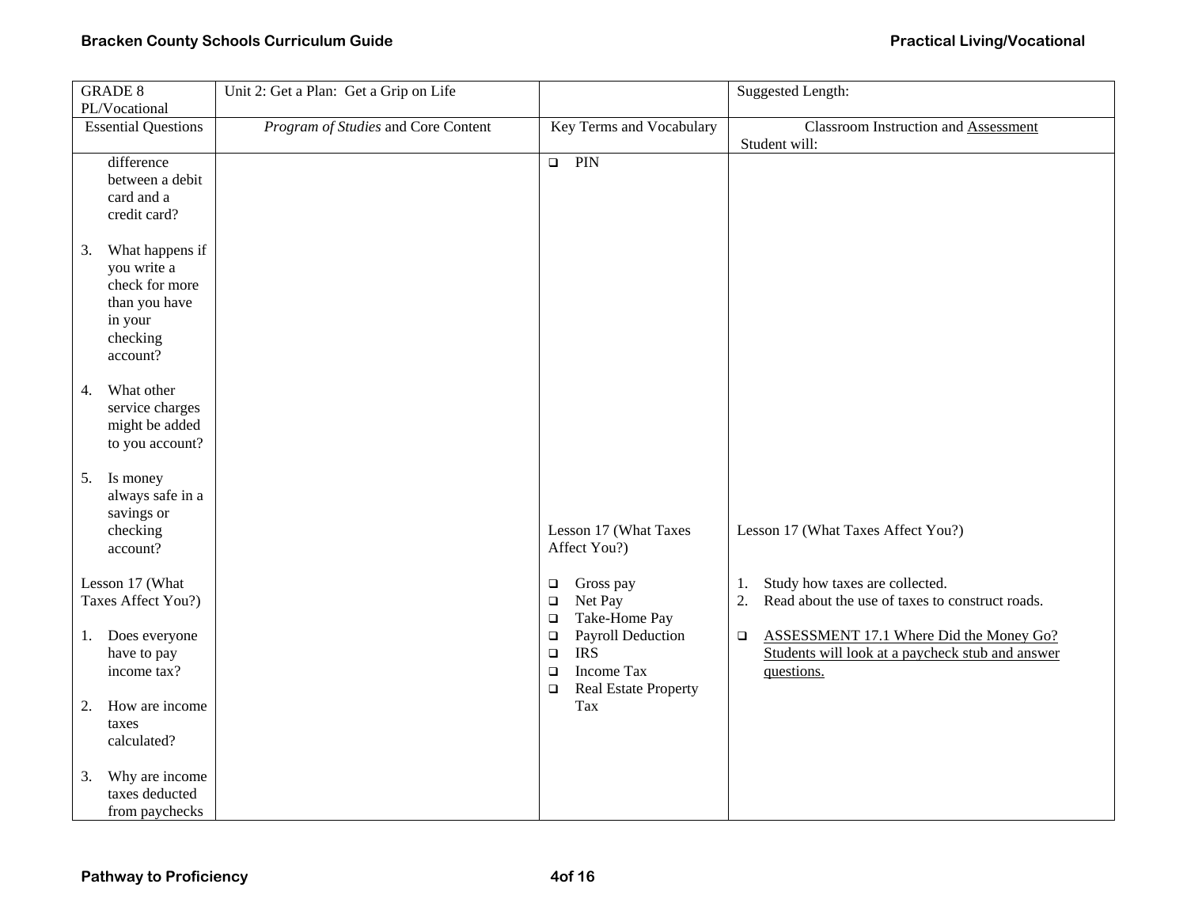| GRADE 8 PL/Vocational | Unit 2: Get a Plan: Get a Grip on Life | | Suggested Length: |
|---|---|---|---|
| Essential Questions | *Program of Studies* and Core Content | Key Terms and Vocabulary | Classroom Instruction and Assessment<br>Student will: |
| difference between a debit card and a credit card?<br><br>3. What happens if you write a check for more than you have in your checking account?<br><br>4. What other service charges might be added to you account?<br><br>5. Is money always safe in a savings or checking account?<br><br>Lesson 17 (What Taxes Affect You?)<br><br>1. Does everyone have to pay income tax?<br><br>2. How are income taxes calculated?<br><br>3. Why are income taxes deducted from paychecks | | ❑ PIN<br><br>Lesson 17 (What Taxes Affect You?)<br><br>❑ Gross pay<br>❑ Net Pay<br>❑ Take-Home Pay<br>❑ Payroll Deduction<br>❑ IRS<br>❑ Income Tax<br>❑ Real Estate Property Tax | Lesson 17 (What Taxes Affect You?)<br><br>1. Study how taxes are collected.<br>2. Read about the use of taxes to construct roads.<br><br>❑ ASSESSMENT 17.1 Where Did the Money Go? Students will look at a paycheck stub and answer questions. |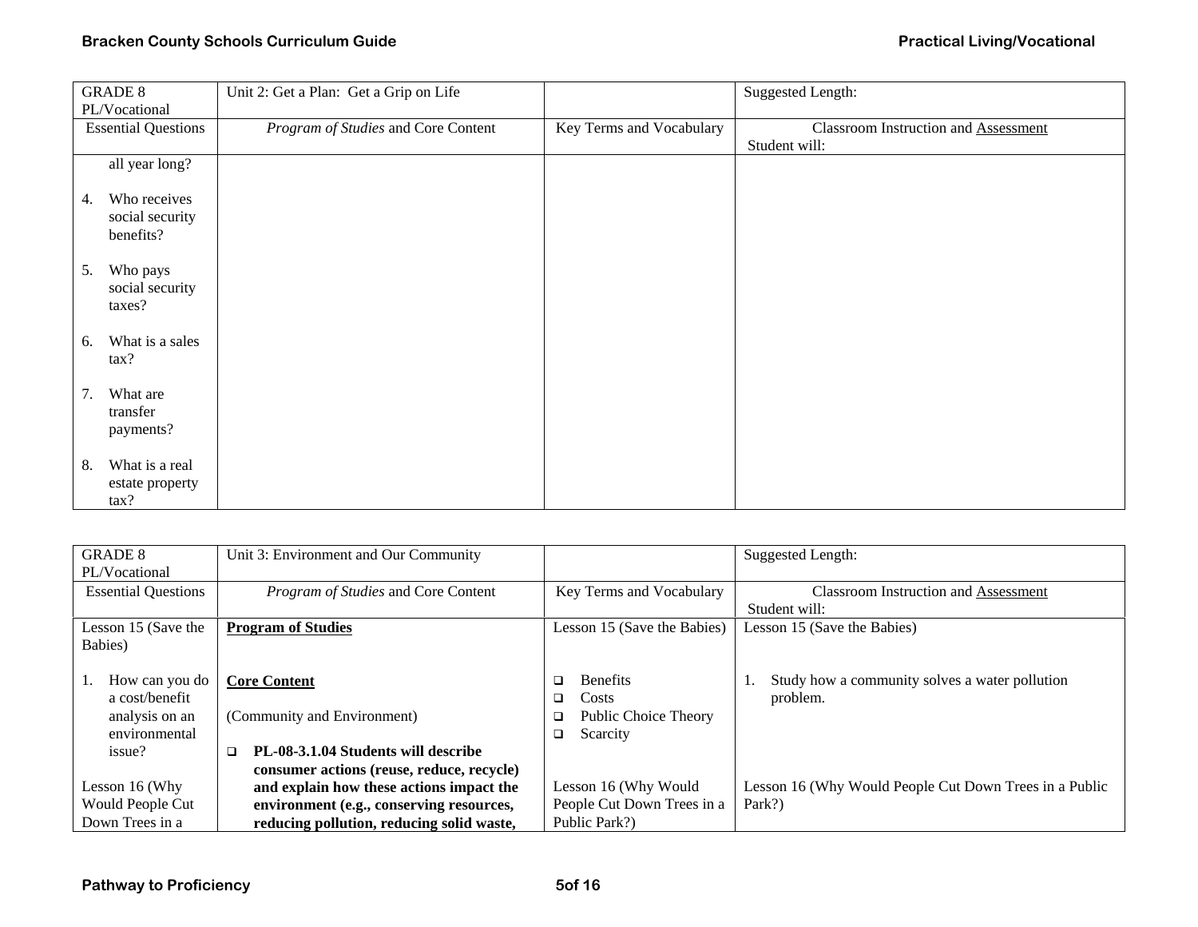| GRADE 8 PL/Vocational | Unit 2: Get a Plan: Get a Grip on Life | | Suggested Length: |
|---|---|---|---|
| Essential Questions | *Program of Studies* and Core Content | Key Terms and Vocabulary | Classroom Instruction and Assessment<br>Student will: |
| all year long?<br><br>4. Who receives social security benefits?<br><br>5. Who pays social security taxes?<br><br>6. What is a sales tax?<br><br>7. What are transfer payments?<br><br>8. What is a real estate property tax? | | | |

| GRADE 8 PL/Vocational | Unit 3: Environment and Our Community | | Suggested Length: |
|---|---|---|---|
| Essential Questions | *Program of Studies* and Core Content | Key Terms and Vocabulary | Classroom Instruction and Assessment<br>Student will: |
| Lesson 15 (Save the Babies)<br><br>1. How can you do a cost/benefit analysis on an environmental issue?<br><br>Lesson 16 (Why Would People Cut Down Trees in a | **Program of Studies**<br><br>**Core Content**<br><br>(Community and Environment)<br><br>❑ **PL-08-3.1.04 Students will describe consumer actions (reuse, reduce, recycle) and explain how these actions impact the environment (e.g., conserving resources, reducing pollution, reducing solid waste,** | Lesson 15 (Save the Babies)<br><br>❑ Benefits<br>❑ Costs<br>❑ Public Choice Theory<br>❑ Scarcity<br><br>Lesson 16 (Why Would People Cut Down Trees in a Public Park?) | Lesson 15 (Save the Babies)<br><br>1. Study how a community solves a water pollution problem.<br><br>Lesson 16 (Why Would People Cut Down Trees in a Public Park?) |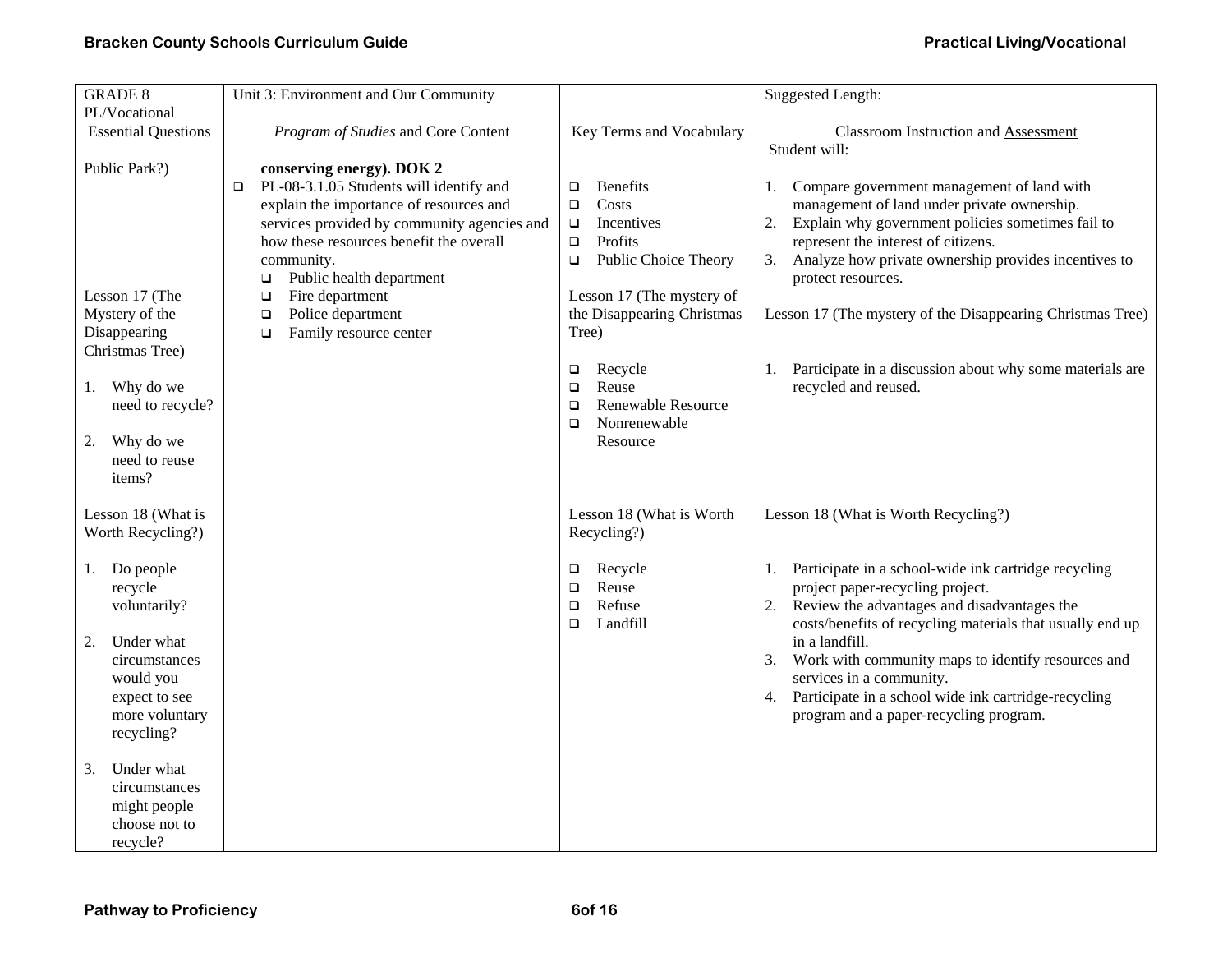| GRADE 8 PL/Vocational | Unit 3: Environment and Our Community | | Suggested Length: |
|---|---|---|---|
| Essential Questions | *Program of Studies* and Core Content | Key Terms and Vocabulary | Classroom Instruction and Assessment<br>Student will: |
| Public Park?)<br><br>Lesson 17 (The Mystery of the Disappearing Christmas Tree)<br><br>1. Why do we need to recycle?<br><br>2. Why do we need to reuse items?<br><br>Lesson 18 (What is Worth Recycling?)<br><br>1. Do people recycle voluntarily?<br><br>2. Under what circumstances would you expect to see more voluntary recycling?<br><br>3. Under what circumstances might people choose not to recycle? | **conserving energy). DOK 2**<br>❑ PL-08-3.1.05 Students will identify and explain the importance of resources and services provided by community agencies and how these resources benefit the overall community.<br>❑ Public health department<br>❑ Fire department<br>❑ Police department<br>❑ Family resource center | ❑ Benefits<br>❑ Costs<br>❑ Incentives<br>❑ Profits<br>❑ Public Choice Theory<br><br>Lesson 17 (The mystery of the Disappearing Christmas Tree)<br><br>❑ Recycle<br>❑ Reuse<br>❑ Renewable Resource<br>❑ Nonrenewable Resource<br><br>Lesson 18 (What is Worth Recycling?)<br><br>❑ Recycle<br>❑ Reuse<br>❑ Refuse<br>❑ Landfill | 1. Compare government management of land with management of land under private ownership.<br>2. Explain why government policies sometimes fail to represent the interest of citizens.<br>3. Analyze how private ownership provides incentives to protect resources.<br><br>Lesson 17 (The mystery of the Disappearing Christmas Tree)<br><br>1. Participate in a discussion about why some materials are recycled and reused.<br><br>Lesson 18 (What is Worth Recycling?)<br><br>1. Participate in a school-wide ink cartridge recycling project paper-recycling project.<br>2. Review the advantages and disadvantages the costs/benefits of recycling materials that usually end up in a landfill.<br>3. Work with community maps to identify resources and services in a community.<br>4. Participate in a school wide ink cartridge-recycling program and a paper-recycling program. |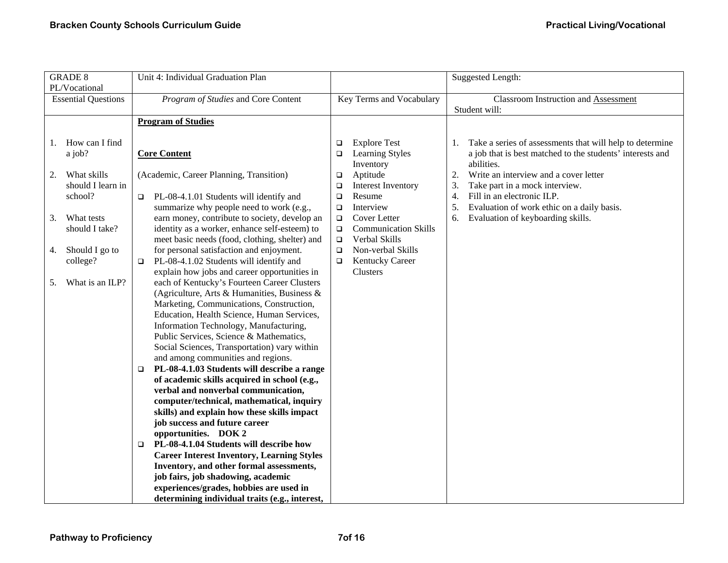| GRADE 8 PL/Vocational | Unit 4: Individual Graduation Plan | | Suggested Length: |
|---|---|---|---|
| Essential Questions | *Program of Studies* and Core Content | Key Terms and Vocabulary | Classroom Instruction and Assessment<br>Student will: |
| 1. How can I find a job?<br><br>2. What skills should I learn in school?<br><br>3. What tests should I take?<br><br>4. Should I go to college?<br><br>5. What is an ILP? | **Program of Studies**<br><br>**Core Content**<br><br>(Academic, Career Planning, Transition)<br><br>❑ PL-08-4.1.01 Students will identify and summarize why people need to work (e.g., earn money, contribute to society, develop an identity as a worker, enhance self-esteem) to meet basic needs (food, clothing, shelter) and for personal satisfaction and enjoyment.<br>❑ PL-08-4.1.02 Students will identify and explain how jobs and career opportunities in each of Kentucky's Fourteen Career Clusters (Agriculture, Arts & Humanities, Business & Marketing, Communications, Construction, Education, Health Science, Human Services, Information Technology, Manufacturing, Public Services, Science & Mathematics, Social Sciences, Transportation) vary within and among communities and regions.<br>❑ **PL-08-4.1.03 Students will describe a range of academic skills acquired in school (e.g., verbal and nonverbal communication, computer/technical, mathematical, inquiry skills) and explain how these skills impact job success and future career opportunities. DOK 2**<br>❑ **PL-08-4.1.04 Students will describe how Career Interest Inventory, Learning Styles Inventory, and other formal assessments, job fairs, job shadowing, academic experiences/grades, hobbies are used in determining individual traits (e.g., interest,** | ❑ Explore Test<br>❑ Learning Styles Inventory<br>❑ Aptitude<br>❑ Interest Inventory<br>❑ Resume<br>❑ Interview<br>❑ Cover Letter<br>❑ Communication Skills<br>❑ Verbal Skills<br>❑ Non-verbal Skills<br>❑ Kentucky Career Clusters | 1. Take a series of assessments that will help to determine a job that is best matched to the students' interests and abilities.<br>2. Write an interview and a cover letter<br>3. Take part in a mock interview.<br>4. Fill in an electronic ILP.<br>5. Evaluation of work ethic on a daily basis.<br>6. Evaluation of keyboarding skills. |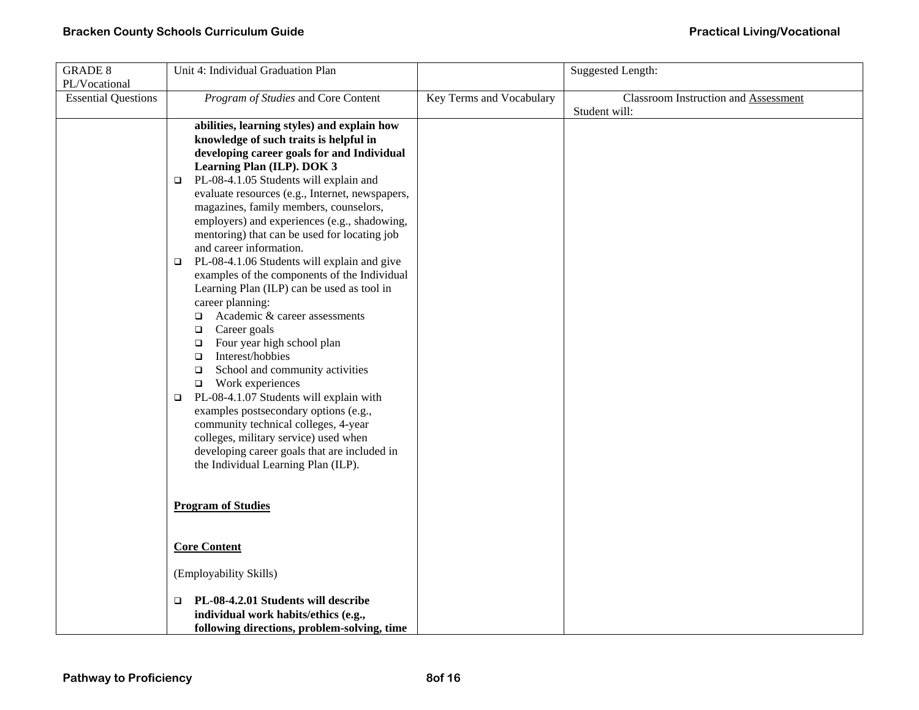| GRADE 8 PL/Vocational | Unit 4: Individual Graduation Plan | | Suggested Length: |
|---|---|---|---|
| Essential Questions | *Program of Studies* and Core Content | Key Terms and Vocabulary | Classroom Instruction and Assessment<br>Student will: |
| | **abilities, learning styles) and explain how knowledge of such traits is helpful in developing career goals for and Individual Learning Plan (ILP). DOK 3**<br>❑ PL-08-4.1.05 Students will explain and evaluate resources (e.g., Internet, newspapers, magazines, family members, counselors, employers) and experiences (e.g., shadowing, mentoring) that can be used for locating job and career information.<br>❑ PL-08-4.1.06 Students will explain and give examples of the components of the Individual Learning Plan (ILP) can be used as tool in career planning:<br>❑ Academic & career assessments<br>❑ Career goals<br>❑ Four year high school plan<br>❑ Interest/hobbies<br>❑ School and community activities<br>❑ Work experiences<br>❑ PL-08-4.1.07 Students will explain with examples postsecondary options (e.g., community technical colleges, 4-year colleges, military service) used when developing career goals that are included in the Individual Learning Plan (ILP).<br><br>**<u>Program of Studies</u>**<br><br>**<u>Core Content</u>**<br><br>(Employability Skills)<br><br>❑ **PL-08-4.2.01 Students will describe individual work habits/ethics (e.g., following directions, problem-solving, time** | | |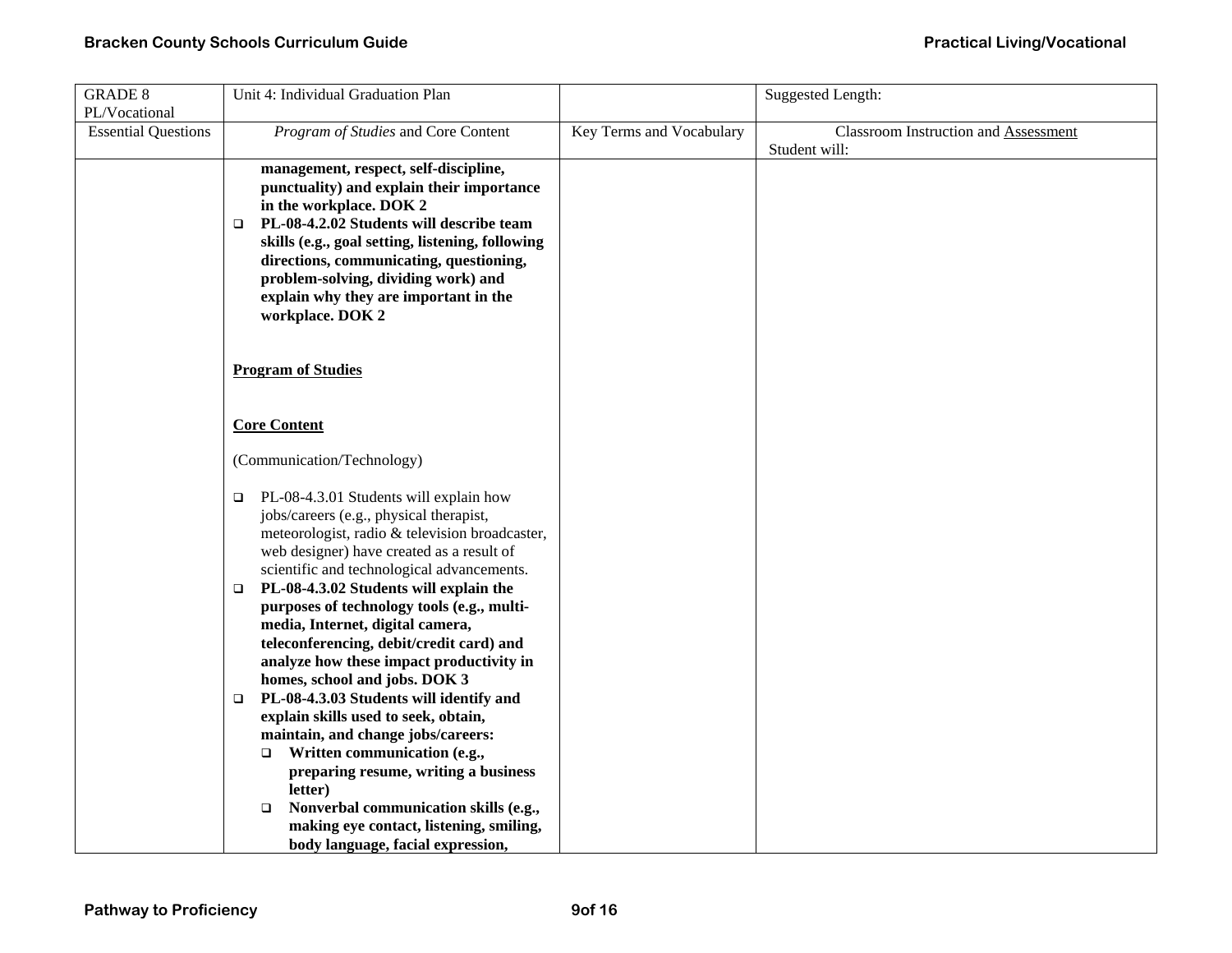| GRADE 8 PL/Vocational | Unit 4: Individual Graduation Plan | | Suggested Length: |
|---|---|---|---|
| Essential Questions | *Program of Studies* and Core Content | Key Terms and Vocabulary | Classroom Instruction and Assessment<br>Student will: |
| | **management, respect, self-discipline, punctuality) and explain their importance in the workplace. DOK 2**<br>❑ **PL-08-4.2.02 Students will describe team skills (e.g., goal setting, listening, following directions, communicating, questioning, problem-solving, dividing work) and explain why they are important in the workplace. DOK 2**<br><br>**Program of Studies**<br><br>**Core Content**<br><br>(Communication/Technology)<br><br>❑ PL-08-4.3.01 Students will explain how jobs/careers (e.g., physical therapist, meteorologist, radio & television broadcaster, web designer) have created as a result of scientific and technological advancements.<br>❑ **PL-08-4.3.02 Students will explain the purposes of technology tools (e.g., multi-media, Internet, digital camera, teleconferencing, debit/credit card) and analyze how these impact productivity in homes, school and jobs. DOK 3**<br>❑ **PL-08-4.3.03 Students will identify and explain skills used to seek, obtain, maintain, and change jobs/careers:**<br>&nbsp;&nbsp;&nbsp;&nbsp;❑ **Written communication (e.g., preparing resume, writing a business letter)**<br>&nbsp;&nbsp;&nbsp;&nbsp;❑ **Nonverbal communication skills (e.g., making eye contact, listening, smiling, body language, facial expression,** | | |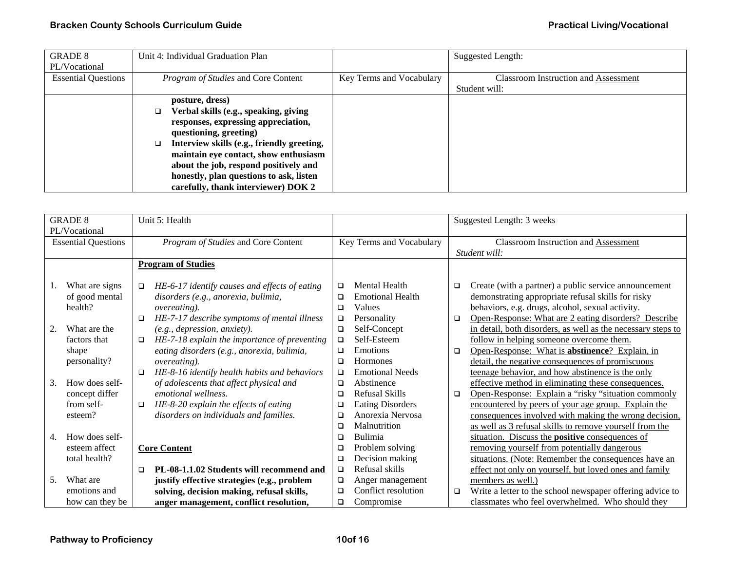| GRADE 8 PL/Vocational | Unit 4: Individual Graduation Plan | | Suggested Length: |
|---|---|---|---|
| Essential Questions | *Program of Studies* and Core Content | Key Terms and Vocabulary | Classroom Instruction and Assessment<br>Student will: |
| | **posture, dress)**<br>❑ **Verbal skills (e.g., speaking, giving responses, expressing appreciation, questioning, greeting)**<br>❑ **Interview skills (e.g., friendly greeting, maintain eye contact, show enthusiasm about the job, respond positively and honestly, plan questions to ask, listen carefully, thank interviewer) DOK 2** | | |

| GRADE 8 PL/Vocational | Unit 5: Health | | Suggested Length: 3 weeks |
|---|---|---|---|
| Essential Questions | *Program of Studies* and Core Content | Key Terms and Vocabulary | Classroom Instruction and Assessment<br>*Student will:* |
| 1. What are signs of good mental health?<br><br>2. What are the factors that shape personality?<br><br>3. How does self-concept differ from self-esteem?<br><br>4. How does self-esteem affect total health?<br><br>5. What are emotions and how can they be | **Program of Studies**<br><br>❑ *HE-6-17 identify causes and effects of eating disorders (e.g., anorexia, bulimia, overeating).*<br>❑ *HE-7-17 describe symptoms of mental illness (e.g., depression, anxiety).*<br>❑ *HE-7-18 explain the importance of preventing eating disorders (e.g., anorexia, bulimia, overeating).*<br>❑ *HE-8-16 identify health habits and behaviors of adolescents that affect physical and emotional wellness.*<br>❑ *HE-8-20 explain the effects of eating disorders on individuals and families.*<br><br>**Core Content**<br><br>❑ **PL-08-1.1.02 Students will recommend and justify effective strategies (e.g., problem solving, decision making, refusal skills, anger management, conflict resolution,** | ❑ Mental Health<br>❑ Emotional Health<br>❑ Values<br>❑ Personality<br>❑ Self-Concept<br>❑ Self-Esteem<br>❑ Emotions<br>❑ Hormones<br>❑ Emotional Needs<br>❑ Abstinence<br>❑ Refusal Skills<br>❑ Eating Disorders<br>❑ Anorexia Nervosa<br>❑ Malnutrition<br>❑ Bulimia<br>❑ Problem solving<br>❑ Decision making<br>❑ Refusal skills<br>❑ Anger management<br>❑ Conflict resolution<br>❑ Compromise | ❑ Create (with a partner) a public service announcement demonstrating appropriate refusal skills for risky behaviors, e.g. drugs, alcohol, sexual activity.<br>❑ Open-Response: What are 2 eating disorders? Describe in detail, both disorders, as well as the necessary steps to follow in helping someone overcome them.<br>❑ Open-Response: What is **abstinence**? Explain, in detail, the negative consequences of promiscuous teenage behavior, and how abstinence is the only effective method in eliminating these consequences.<br>❑ Open-Response: Explain a "risky "situation commonly encountered by peers of your age group. Explain the consequences involved with making the wrong decision, as well as 3 refusal skills to remove yourself from the situation. Discuss the **positive** consequences of removing yourself from potentially dangerous situations. (Note: Remember the consequences have an effect not only on yourself, but loved ones and family members as well.)<br>❑ Write a letter to the school newspaper offering advice to classmates who feel overwhelmed. Who should they |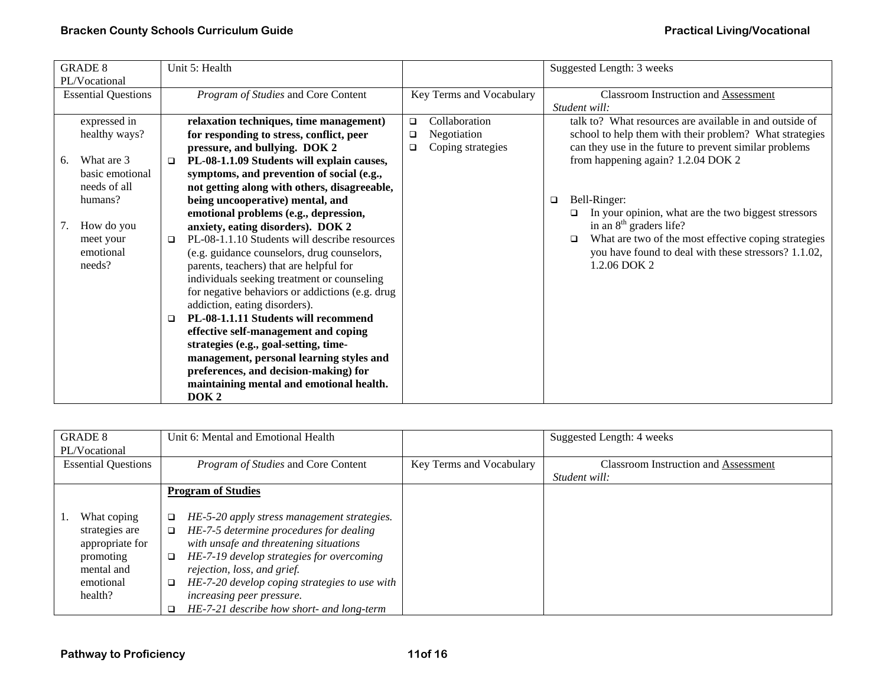| GRADE 8 PL/Vocational | Unit 5: Health | | Suggested Length: 3 weeks |
|---|---|---|---|
| Essential Questions | *Program of Studies* and Core Content | Key Terms and Vocabulary | Classroom Instruction and Assessment *Student will:* |
| expressed in healthy ways?<br><br>6. What are 3 basic emotional needs of all humans?<br><br>7. How do you meet your emotional needs? | **relaxation techniques, time management) for responding to stress, conflict, peer pressure, and bullying. DOK 2**<br>❑ **PL-08-1.1.09 Students will explain causes, symptoms, and prevention of social (e.g., not getting along with others, disagreeable, being uncooperative) mental, and emotional problems (e.g., depression, anxiety, eating disorders). DOK 2**<br>❑ PL-08-1.1.10 Students will describe resources (e.g. guidance counselors, drug counselors, parents, teachers) that are helpful for individuals seeking treatment or counseling for negative behaviors or addictions (e.g. drug addiction, eating disorders).<br>❑ **PL-08-1.1.11 Students will recommend effective self-management and coping strategies (e.g., goal-setting, time-management, personal learning styles and preferences, and decision-making) for maintaining mental and emotional health. DOK 2** | ❑ Collaboration<br>❑ Negotiation<br>❑ Coping strategies | talk to? What resources are available in and outside of school to help them with their problem? What strategies can they use in the future to prevent similar problems from happening again? 1.2.04 DOK 2<br><br>❑ Bell-Ringer:<br>❑ In your opinion, what are the two biggest stressors in an 8th graders life?<br>❑ What are two of the most effective coping strategies you have found to deal with these stressors? 1.1.02, 1.2.06 DOK 2 |

| GRADE 8 PL/Vocational | Unit 6: Mental and Emotional Health | | Suggested Length: 4 weeks |
|---|---|---|---|
| Essential Questions | *Program of Studies* and Core Content | Key Terms and Vocabulary | Classroom Instruction and Assessment *Student will:* |
| 1. What coping strategies are appropriate for promoting mental and emotional health? | **Program of Studies**<br><br>❑ *HE-5-20 apply stress management strategies.*<br>❑ *HE-7-5 determine procedures for dealing with unsafe and threatening situations*<br>❑ *HE-7-19 develop strategies for overcoming rejection, loss, and grief.*<br>❑ *HE-7-20 develop coping strategies to use with increasing peer pressure.*<br>❑ *HE-7-21 describe how short- and long-term* | | |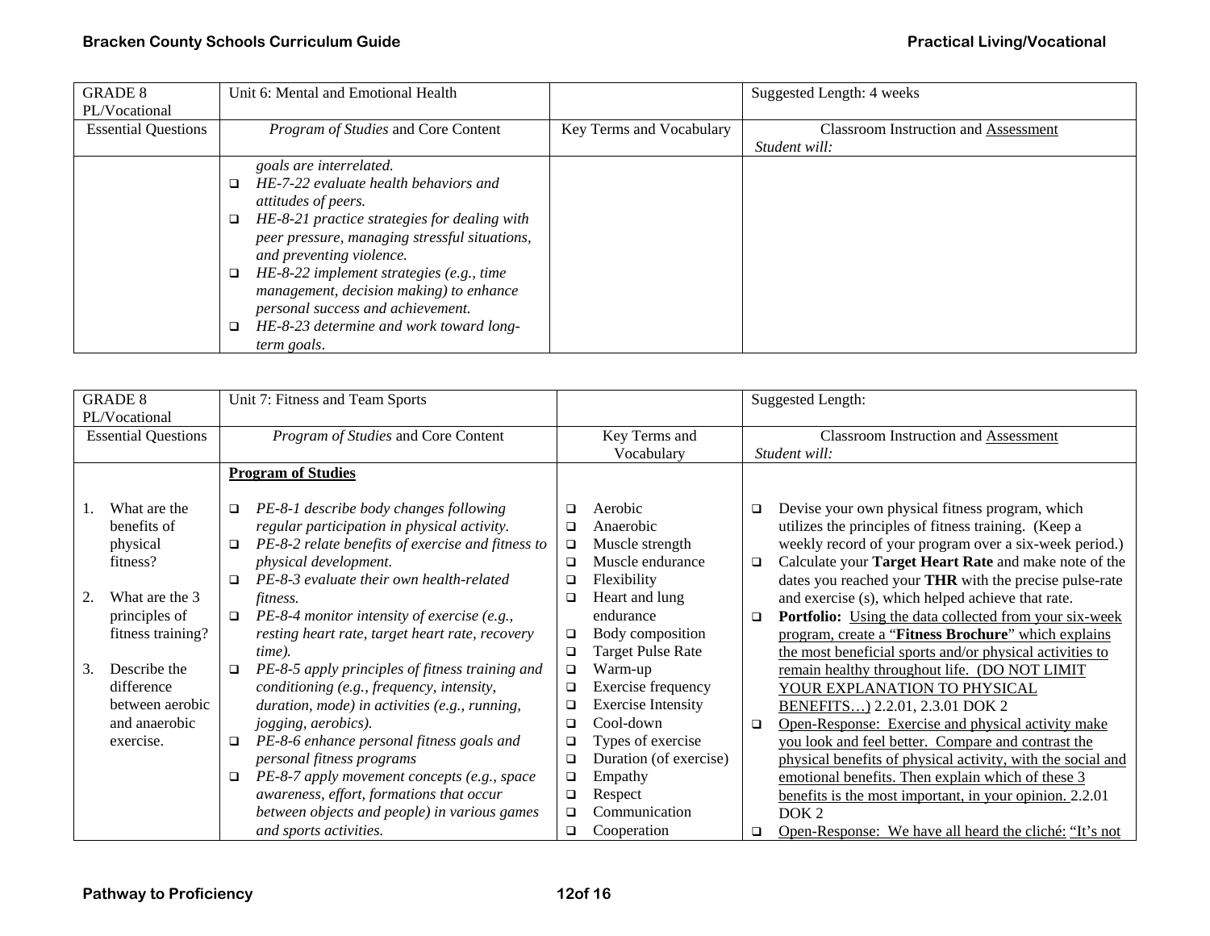| GRADE 8 PL/Vocational | Unit 6: Mental and Emotional Health | | Suggested Length: 4 weeks |
|---|---|---|---|
| Essential Questions | *Program of Studies* and Core Content | Key Terms and Vocabulary | Classroom Instruction and Assessment *Student will:* |
| | *goals are interrelated.*<br>❑ *HE-7-22 evaluate health behaviors and attitudes of peers.*<br>❑ *HE-8-21 practice strategies for dealing with peer pressure, managing stressful situations, and preventing violence.*<br>❑ *HE-8-22 implement strategies (e.g., time management, decision making) to enhance personal success and achievement.*<br>❑ *HE-8-23 determine and work toward long-term goals.* | | |

| GRADE 8 PL/Vocational | Unit 7: Fitness and Team Sports | | Suggested Length: |
|---|---|---|---|
| Essential Questions | *Program of Studies* and Core Content | Key Terms and Vocabulary | Classroom Instruction and Assessment *Student will:* |
| 1. What are the benefits of physical fitness?<br><br>2. What are the 3 principles of fitness training?<br><br>3. Describe the difference between aerobic and anaerobic exercise. | **Program of Studies**<br><br>❑ *PE-8-1 describe body changes following regular participation in physical activity.*<br>❑ *PE-8-2 relate benefits of exercise and fitness to physical development.*<br>❑ *PE-8-3 evaluate their own health-related fitness.*<br>❑ *PE-8-4 monitor intensity of exercise (e.g., resting heart rate, target heart rate, recovery time).*<br>❑ *PE-8-5 apply principles of fitness training and conditioning (e.g., frequency, intensity, duration, mode) in activities (e.g., running, jogging, aerobics).*<br>❑ *PE-8-6 enhance personal fitness goals and personal fitness programs*<br>❑ *PE-8-7 apply movement concepts (e.g., space awareness, effort, formations that occur between objects and people) in various games and sports activities.* | ❑ Aerobic<br>❑ Anaerobic<br>❑ Muscle strength<br>❑ Muscle endurance<br>❑ Flexibility<br>❑ Heart and lung endurance<br>❑ Body composition<br>❑ Target Pulse Rate<br>❑ Warm-up<br>❑ Exercise frequency<br>❑ Exercise Intensity<br>❑ Cool-down<br>❑ Types of exercise<br>❑ Duration (of exercise)<br>❑ Empathy<br>❑ Respect<br>❑ Communication<br>❑ Cooperation | ❑ Devise your own physical fitness program, which utilizes the principles of fitness training. (Keep a weekly record of your program over a six-week period.)<br>❑ Calculate your **Target Heart Rate** and make note of the dates you reached your **THR** with the precise pulse-rate and exercise (s), which helped achieve that rate.<br>❑ **Portfolio:** Using the data collected from your six-week program, create a "**Fitness Brochure**" which explains the most beneficial sports and/or physical activities to remain healthy throughout life. (DO NOT LIMIT YOUR EXPLANATION TO PHYSICAL BENEFITS…) 2.2.01, 2.3.01 DOK 2<br>❑ Open-Response: Exercise and physical activity make you look and feel better. Compare and contrast the physical benefits of physical activity, with the social and emotional benefits. Then explain which of these 3 benefits is the most important, in your opinion. 2.2.01 DOK 2<br>❑ Open-Response: We have all heard the cliché: "It's not |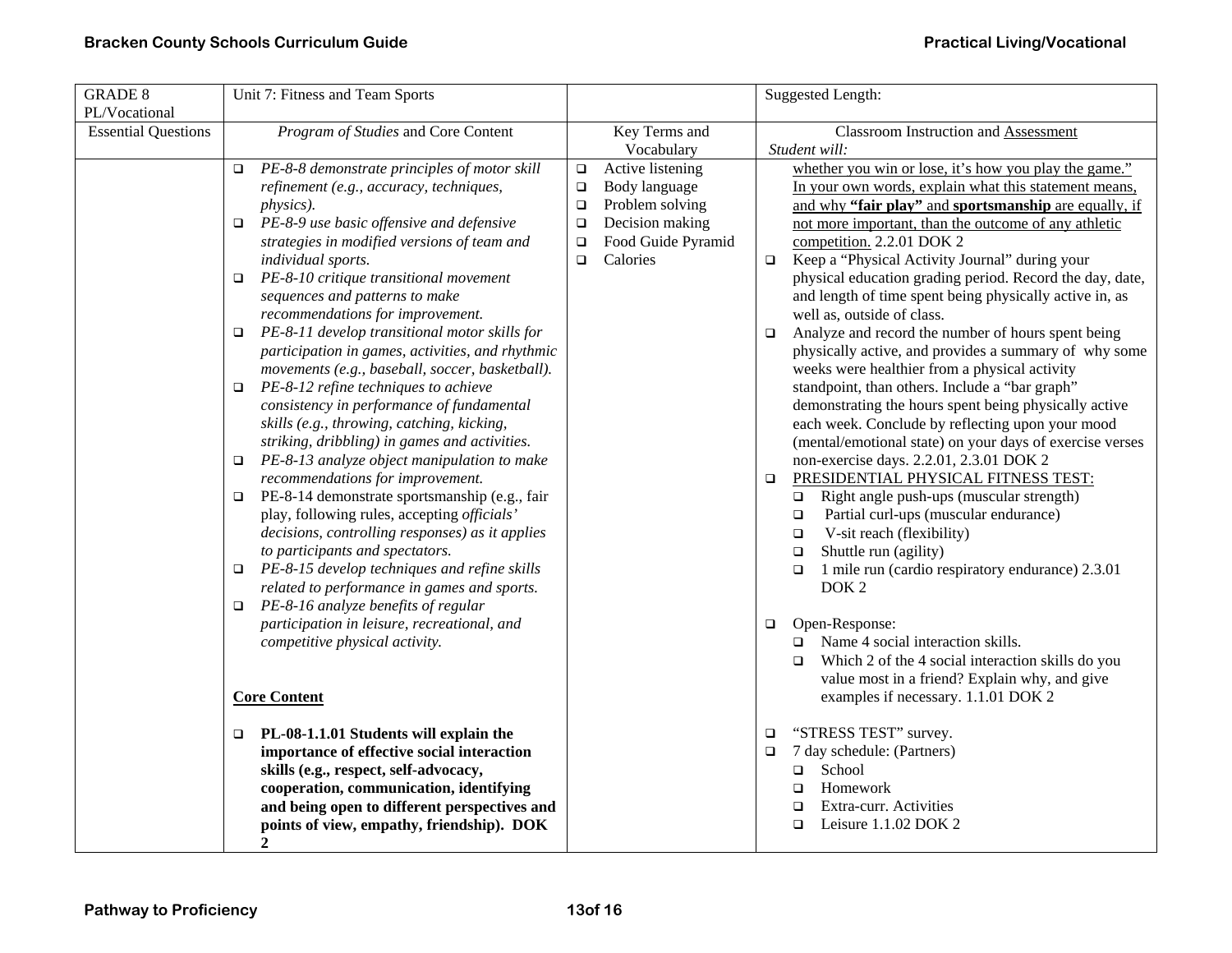| GRADE 8 PL/Vocational | Unit 7: Fitness and Team Sports | | Suggested Length: |
|---|---|---|---|
| Essential Questions | *Program of Studies* and Core Content | Key Terms and Vocabulary | Classroom Instruction and Assessment<br>*Student will:* |
| | ❑ *PE-8-8 demonstrate principles of motor skill refinement (e.g., accuracy, techniques, physics).*<br>❑ *PE-8-9 use basic offensive and defensive strategies in modified versions of team and individual sports.*<br>❑ *PE-8-10 critique transitional movement sequences and patterns to make recommendations for improvement.*<br>❑ *PE-8-11 develop transitional motor skills for participation in games, activities, and rhythmic movements (e.g., baseball, soccer, basketball).*<br>❑ *PE-8-12 refine techniques to achieve consistency in performance of fundamental skills (e.g., throwing, catching, kicking, striking, dribbling) in games and activities.*<br>❑ *PE-8-13 analyze object manipulation to make recommendations for improvement.*<br>❑ PE-8-14 demonstrate sportsmanship (e.g., fair play, following rules, accepting *officials' decisions, controlling responses) as it applies to participants and spectators.*<br>❑ *PE-8-15 develop techniques and refine skills related to performance in games and sports.*<br>❑ *PE-8-16 analyze benefits of regular participation in leisure, recreational, and competitive physical activity.*<br><br>**Core Content**<br><br>❑ **PL-08-1.1.01 Students will explain the importance of effective social interaction skills (e.g., respect, self-advocacy, cooperation, communication, identifying and being open to different perspectives and points of view, empathy, friendship). DOK 2** | ❑ Active listening<br>❑ Body language<br>❑ Problem solving<br>❑ Decision making<br>❑ Food Guide Pyramid<br>❑ Calories | whether you win or lose, it's how you play the game." In your own words, explain what this statement means, and why **"fair play"** and **sportsmanship** are equally, if not more important, than the outcome of any athletic competition. 2.2.01 DOK 2<br>❑ Keep a "Physical Activity Journal" during your physical education grading period. Record the day, date, and length of time spent being physically active in, as well as, outside of class.<br>❑ Analyze and record the number of hours spent being physically active, and provides a summary of why some weeks were healthier from a physical activity standpoint, than others. Include a "bar graph" demonstrating the hours spent being physically active each week. Conclude by reflecting upon your mood (mental/emotional state) on your days of exercise verses non-exercise days. 2.2.01, 2.3.01 DOK 2<br>❑ PRESIDENTIAL PHYSICAL FITNESS TEST:<br>&nbsp;&nbsp;❑ Right angle push-ups (muscular strength)<br>&nbsp;&nbsp;❑ Partial curl-ups (muscular endurance)<br>&nbsp;&nbsp;❑ V-sit reach (flexibility)<br>&nbsp;&nbsp;❑ Shuttle run (agility)<br>&nbsp;&nbsp;❑ 1 mile run (cardio respiratory endurance) 2.3.01 DOK 2<br><br>❑ Open-Response:<br>&nbsp;&nbsp;❑ Name 4 social interaction skills.<br>&nbsp;&nbsp;❑ Which 2 of the 4 social interaction skills do you value most in a friend? Explain why, and give examples if necessary. 1.1.01 DOK 2<br><br>❑ "STRESS TEST" survey.<br>❑ 7 day schedule: (Partners)<br>&nbsp;&nbsp;❑ School<br>&nbsp;&nbsp;❑ Homework<br>&nbsp;&nbsp;❑ Extra-curr. Activities<br>&nbsp;&nbsp;❑ Leisure 1.1.02 DOK 2 |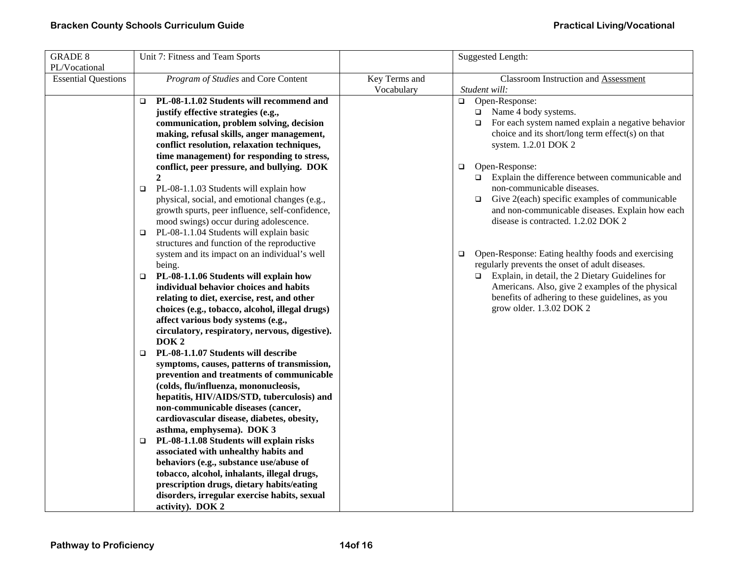| GRADE 8 PL/Vocational | Unit 7: Fitness and Team Sports | | Suggested Length: |
|---|---|---|---|
| Essential Questions | *Program of Studies* and Core Content | Key Terms and Vocabulary | Classroom Instruction and Assessment<br>*Student will:* |
| | ❑ **PL-08-1.1.02 Students will recommend and justify effective strategies (e.g., communication, problem solving, decision making, refusal skills, anger management, conflict resolution, relaxation techniques, time management) for responding to stress, conflict, peer pressure, and bullying. DOK 2**<br>❑ PL-08-1.1.03 Students will explain how physical, social, and emotional changes (e.g., growth spurts, peer influence, self-confidence, mood swings) occur during adolescence.<br>❑ PL-08-1.1.04 Students will explain basic structures and function of the reproductive system and its impact on an individual's well being.<br>❑ **PL-08-1.1.06 Students will explain how individual behavior choices and habits relating to diet, exercise, rest, and other choices (e.g., tobacco, alcohol, illegal drugs) affect various body systems (e.g., circulatory, respiratory, nervous, digestive). DOK 2**<br>❑ **PL-08-1.1.07 Students will describe symptoms, causes, patterns of transmission, prevention and treatments of communicable (colds, flu/influenza, mononucleosis, hepatitis, HIV/AIDS/STD, tuberculosis) and non-communicable diseases (cancer, cardiovascular disease, diabetes, obesity, asthma, emphysema). DOK 3**<br>❑ **PL-08-1.1.08 Students will explain risks associated with unhealthy habits and behaviors (e.g., substance use/abuse of tobacco, alcohol, inhalants, illegal drugs, prescription drugs, dietary habits/eating disorders, irregular exercise habits, sexual activity). DOK 2** | | ❑ Open-Response:<br>❑ Name 4 body systems.<br>❑ For each system named explain a negative behavior choice and its short/long term effect(s) on that system. 1.2.01 DOK 2<br><br>❑ Open-Response:<br>❑ Explain the difference between communicable and non-communicable diseases.<br>❑ Give 2(each) specific examples of communicable and non-communicable diseases. Explain how each disease is contracted. 1.2.02 DOK 2<br><br>❑ Open-Response: Eating healthy foods and exercising regularly prevents the onset of adult diseases.<br>❑ Explain, in detail, the 2 Dietary Guidelines for Americans. Also, give 2 examples of the physical benefits of adhering to these guidelines, as you grow older. 1.3.02 DOK 2 |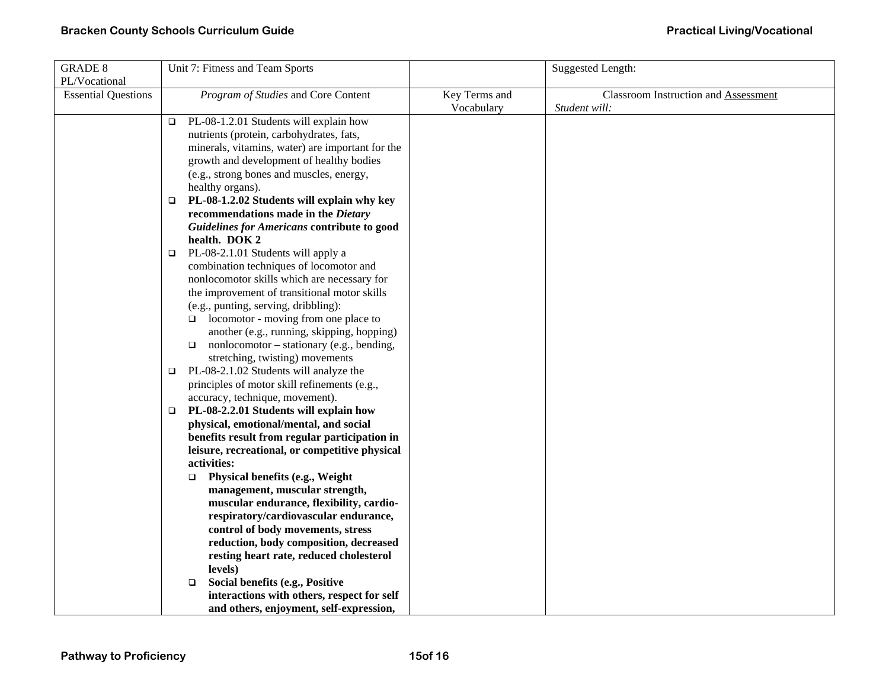| GRADE 8 PL/Vocational | Unit 7: Fitness and Team Sports | | Suggested Length: |
|---|---|---|---|
| Essential Questions | *Program of Studies* and Core Content | Key Terms and Vocabulary | Classroom Instruction and Assessment *Student will:* |
| | ❑ PL-08-1.2.01 Students will explain how nutrients (protein, carbohydrates, fats, minerals, vitamins, water) are important for the growth and development of healthy bodies (e.g., strong bones and muscles, energy, healthy organs).<br>❑ **PL-08-1.2.02 Students will explain why key recommendations made in the *Dietary Guidelines for Americans* contribute to good health. DOK 2**<br>❑ PL-08-2.1.01 Students will apply a combination techniques of locomotor and nonlocomotor skills which are necessary for the improvement of transitional motor skills (e.g., punting, serving, dribbling):<br>&nbsp;&nbsp;❑ locomotor - moving from one place to another (e.g., running, skipping, hopping)<br>&nbsp;&nbsp;❑ nonlocomotor – stationary (e.g., bending, stretching, twisting) movements<br>❑ PL-08-2.1.02 Students will analyze the principles of motor skill refinements (e.g., accuracy, technique, movement).<br>❑ **PL-08-2.2.01 Students will explain how physical, emotional/mental, and social benefits result from regular participation in leisure, recreational, or competitive physical activities:**<br>&nbsp;&nbsp;❑ **Physical benefits (e.g., Weight management, muscular strength, muscular endurance, flexibility, cardio-respiratory/cardiovascular endurance, control of body movements, stress reduction, body composition, decreased resting heart rate, reduced cholesterol levels)**<br>&nbsp;&nbsp;❑ **Social benefits (e.g., Positive interactions with others, respect for self and others, enjoyment, self-expression,** | | |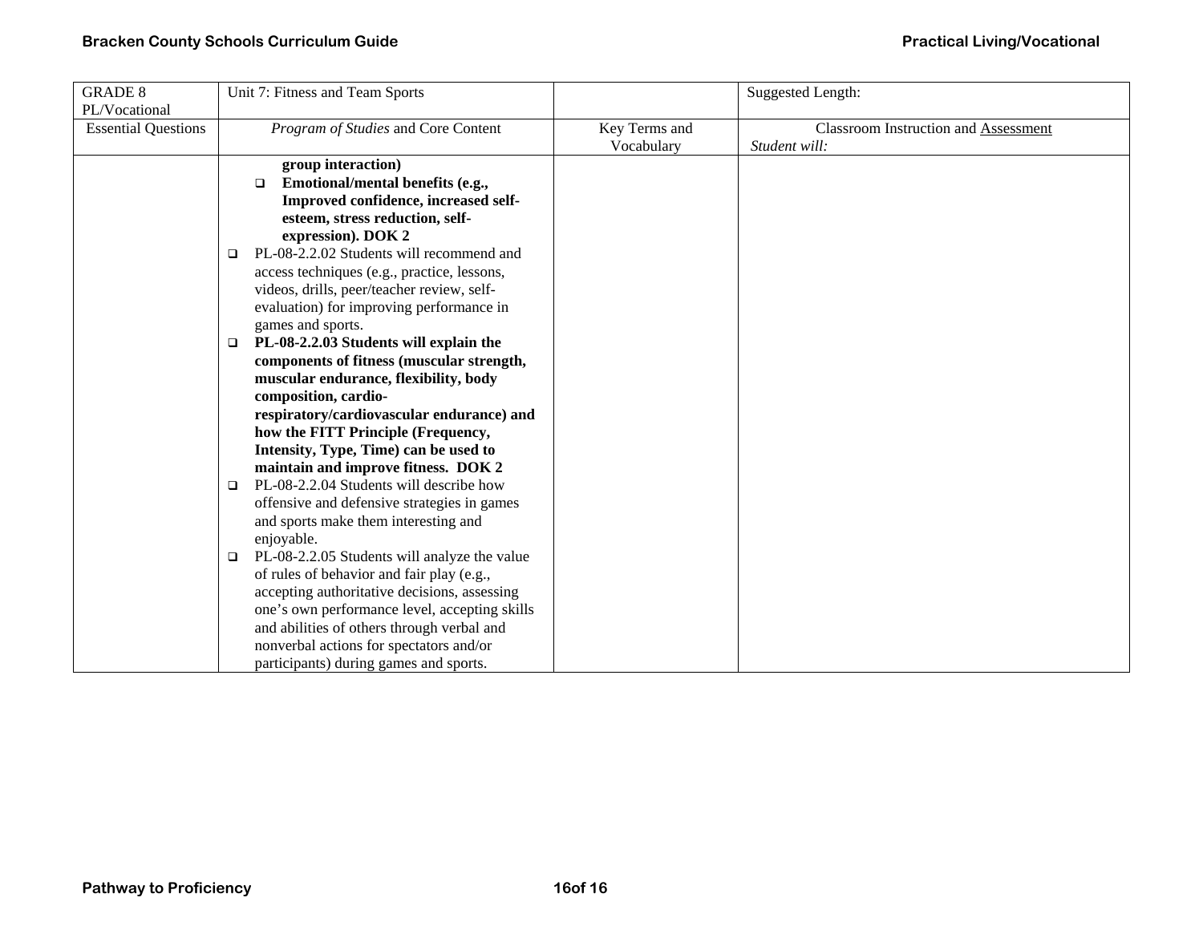| GRADE 8 PL/Vocational | Unit 7: Fitness and Team Sports | | Suggested Length: |
|---|---|---|---|
| Essential Questions | *Program of Studies* and Core Content | Key Terms and Vocabulary | Classroom Instruction and Assessment *Student will:* |
| | **group interaction)** <br> ❑ **Emotional/mental benefits (e.g., Improved confidence, increased self-esteem, stress reduction, self-expression). DOK 2** <br> ❑ PL-08-2.2.02 Students will recommend and access techniques (e.g., practice, lessons, videos, drills, peer/teacher review, self-evaluation) for improving performance in games and sports. <br> ❑ **PL-08-2.2.03 Students will explain the components of fitness (muscular strength, muscular endurance, flexibility, body composition, cardio-respiratory/cardiovascular endurance) and how the FITT Principle (Frequency, Intensity, Type, Time) can be used to maintain and improve fitness. DOK 2** <br> ❑ PL-08-2.2.04 Students will describe how offensive and defensive strategies in games and sports make them interesting and enjoyable. <br> ❑ PL-08-2.2.05 Students will analyze the value of rules of behavior and fair play (e.g., accepting authoritative decisions, assessing one's own performance level, accepting skills and abilities of others through verbal and nonverbal actions for spectators and/or participants) during games and sports. | | |